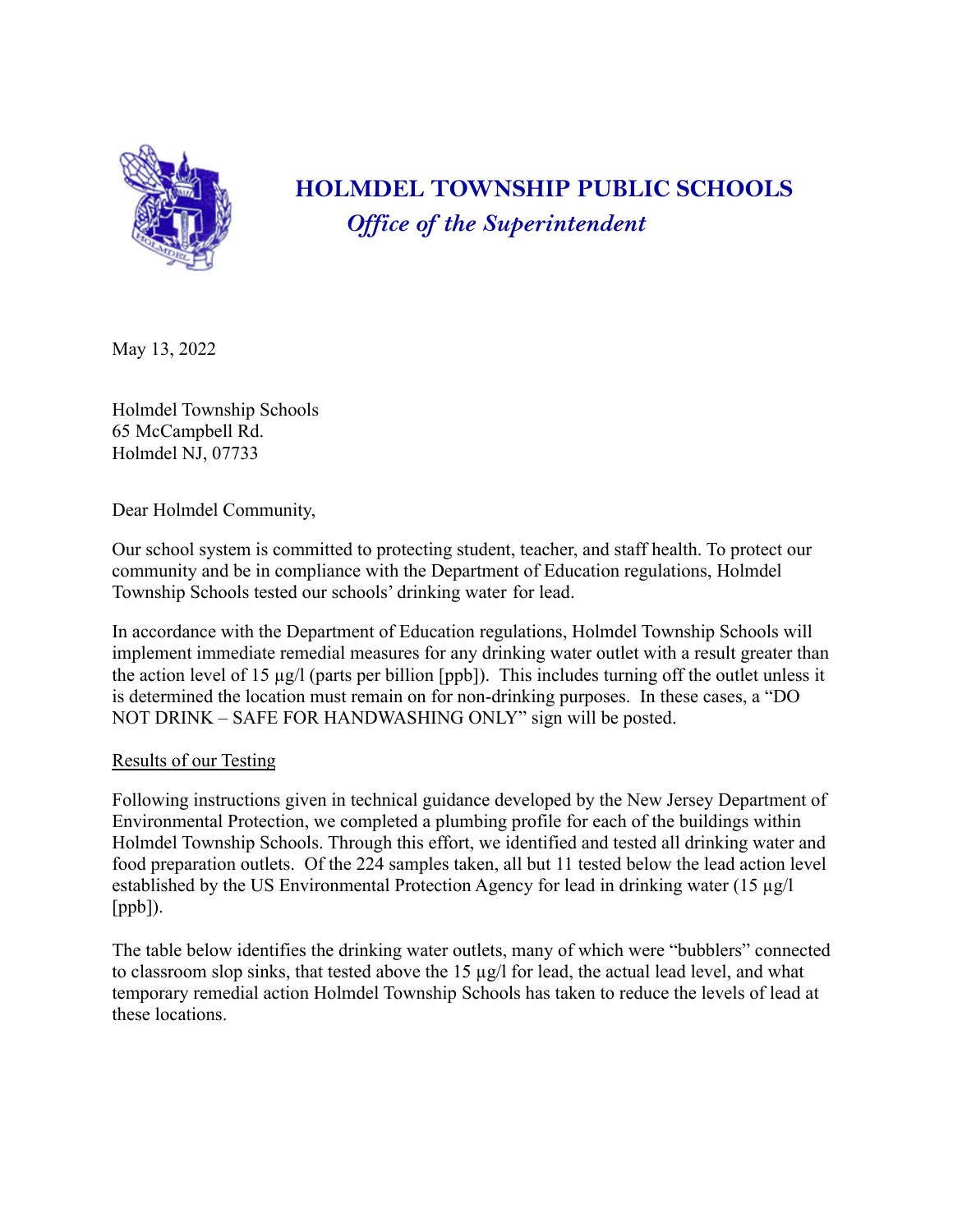# HOLMDEL TOWNSHIP PUBLIC SCHOOLS

## *Office of the Superintendent*

May 13, 2022

Holmdel Township Schools
65 McCampbell Rd.
Holmdel NJ, 07733

Dear Holmdel Community,

Our school system is committed to protecting student, teacher, and staff health. To protect our community and be in compliance with the Department of Education regulations, Holmdel Township Schools tested our schools' drinking water for lead.

In accordance with the Department of Education regulations, Holmdel Township Schools will implement immediate remedial measures for any drinking water outlet with a result greater than the action level of 15 µg/l (parts per billion [ppb]). This includes turning off the outlet unless it is determined the location must remain on for non-drinking purposes. In these cases, a "DO NOT DRINK – SAFE FOR HANDWASHING ONLY" sign will be posted.

<u>Results of our Testing</u>

Following instructions given in technical guidance developed by the New Jersey Department of Environmental Protection, we completed a plumbing profile for each of the buildings within Holmdel Township Schools. Through this effort, we identified and tested all drinking water and food preparation outlets. Of the 224 samples taken, all but 11 tested below the lead action level established by the US Environmental Protection Agency for lead in drinking water (15 µg/l [ppb]).

The table below identifies the drinking water outlets, many of which were "bubblers" connected to classroom slop sinks, that tested above the 15 µg/l for lead, the actual lead level, and what temporary remedial action Holmdel Township Schools has taken to reduce the levels of lead at these locations.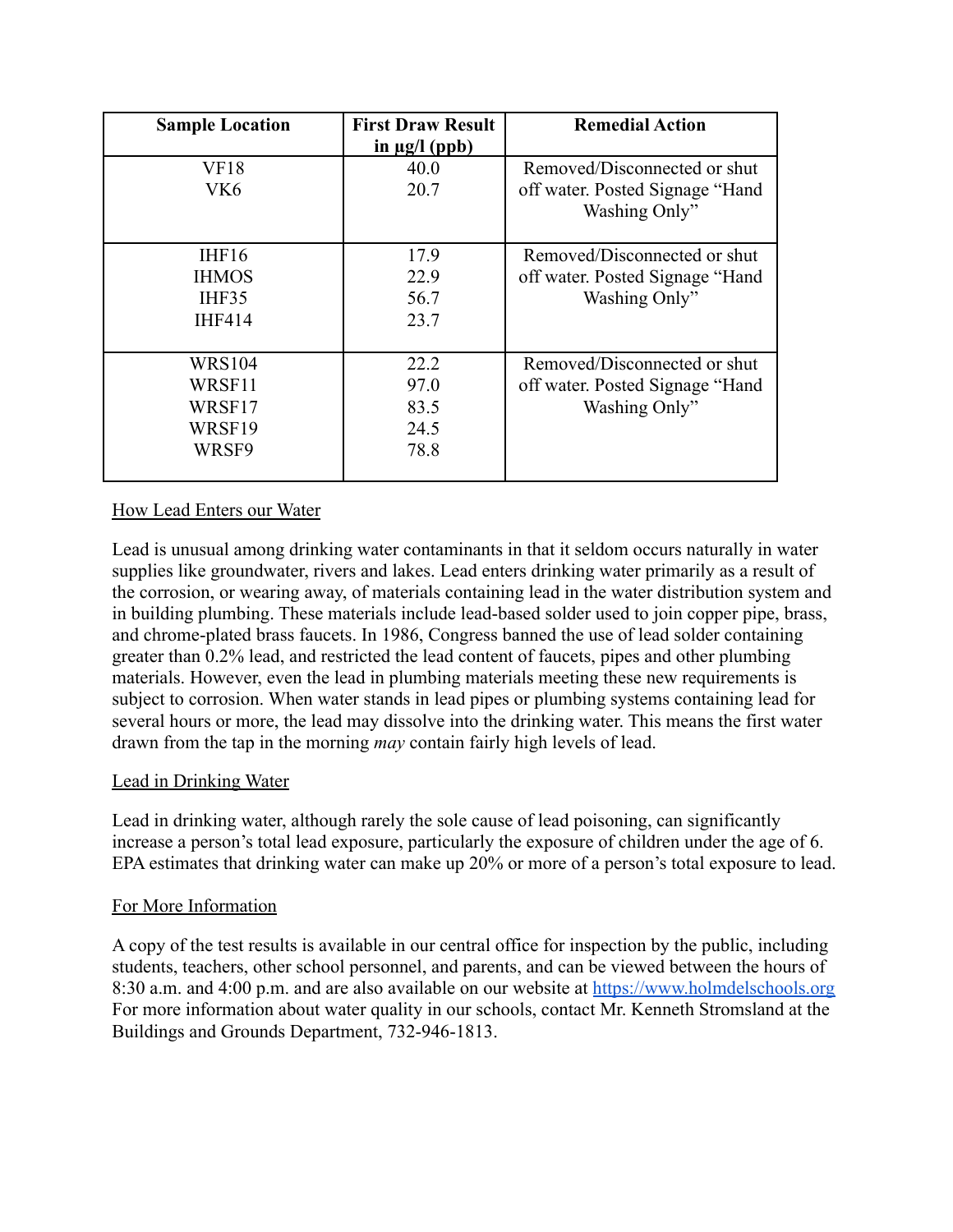| Sample Location | First Draw Result in µg/l (ppb) | Remedial Action |
|---|---|---|
| VF18<br>VK6 | 40.0<br>20.7 | Removed/Disconnected or shut off water. Posted Signage "Hand Washing Only" |
| IHF16<br>IHMOS<br>IHF35<br>IHF414 | 17.9<br>22.9<br>56.7<br>23.7 | Removed/Disconnected or shut off water. Posted Signage "Hand Washing Only" |
| WRS104<br>WRSF11<br>WRSF17<br>WRSF19<br>WRSF9 | 22.2<br>97.0<br>83.5<br>24.5<br>78.8 | Removed/Disconnected or shut off water. Posted Signage "Hand Washing Only" |

How Lead Enters our Water

Lead is unusual among drinking water contaminants in that it seldom occurs naturally in water supplies like groundwater, rivers and lakes. Lead enters drinking water primarily as a result of the corrosion, or wearing away, of materials containing lead in the water distribution system and in building plumbing. These materials include lead-based solder used to join copper pipe, brass, and chrome-plated brass faucets. In 1986, Congress banned the use of lead solder containing greater than 0.2% lead, and restricted the lead content of faucets, pipes and other plumbing materials. However, even the lead in plumbing materials meeting these new requirements is subject to corrosion. When water stands in lead pipes or plumbing systems containing lead for several hours or more, the lead may dissolve into the drinking water. This means the first water drawn from the tap in the morning *may* contain fairly high levels of lead.

Lead in Drinking Water

Lead in drinking water, although rarely the sole cause of lead poisoning, can significantly increase a person's total lead exposure, particularly the exposure of children under the age of 6. EPA estimates that drinking water can make up 20% or more of a person's total exposure to lead.

For More Information

A copy of the test results is available in our central office for inspection by the public, including students, teachers, other school personnel, and parents, and can be viewed between the hours of 8:30 a.m. and 4:00 p.m. and are also available on our website at https://www.holmdelschools.org For more information about water quality in our schools, contact Mr. Kenneth Stromsland at the Buildings and Grounds Department, 732-946-1813.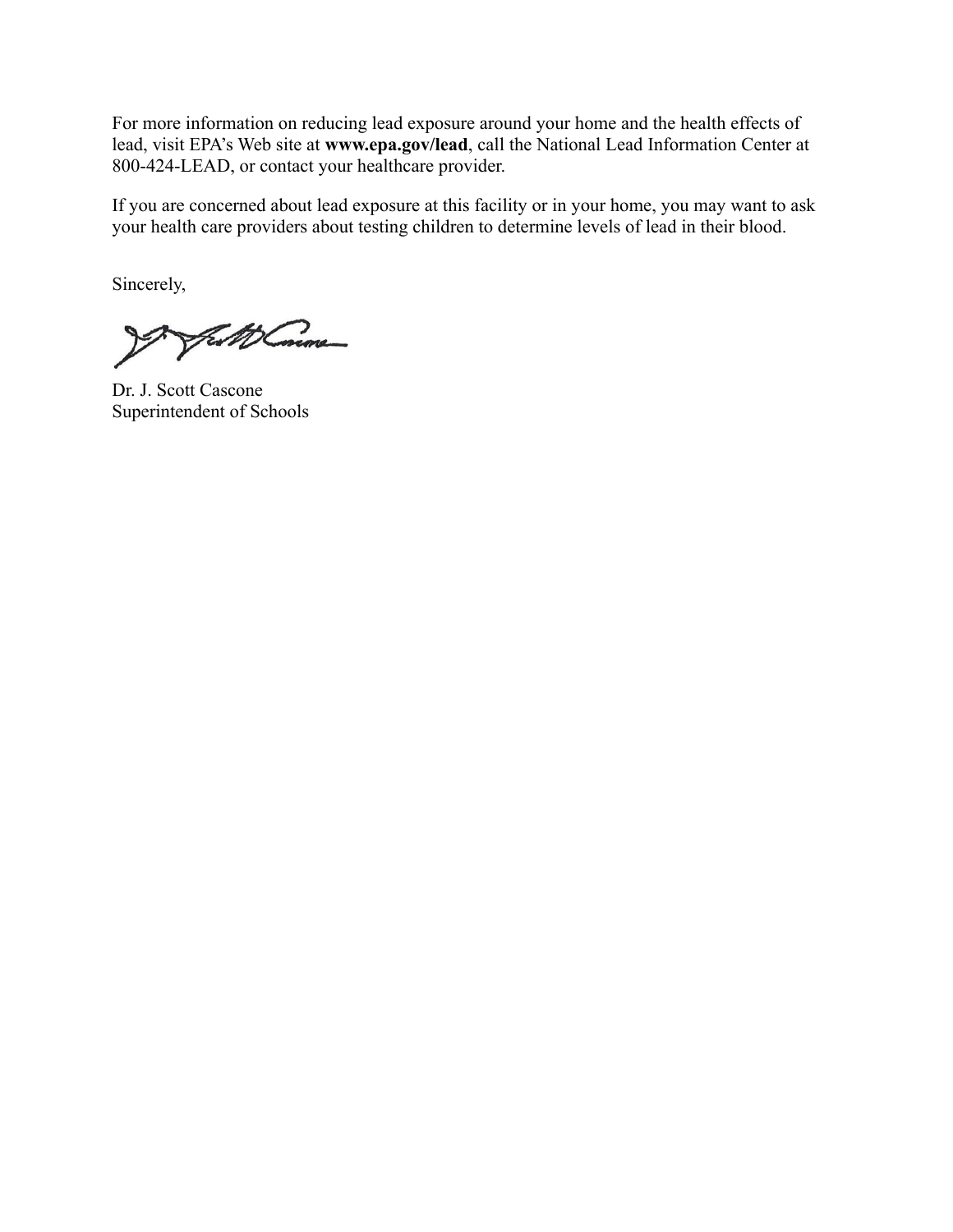For more information on reducing lead exposure around your home and the health effects of lead, visit EPA's Web site at **www.epa.gov/lead**, call the National Lead Information Center at 800-424-LEAD, or contact your healthcare provider.

If you are concerned about lead exposure at this facility or in your home, you may want to ask your health care providers about testing children to determine levels of lead in their blood.

Sincerely,

Dr. J. Scott Cascone
Superintendent of Schools